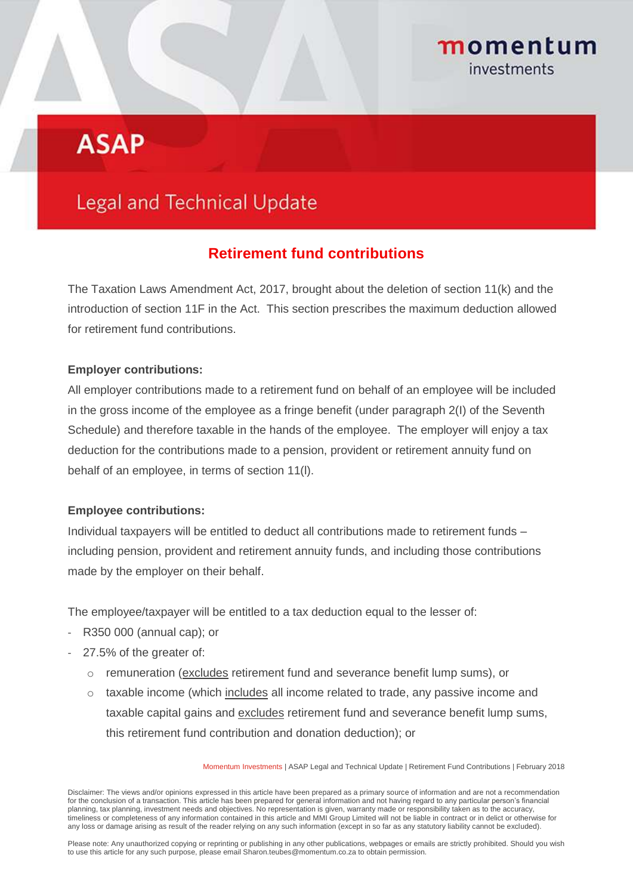momentum investments

# ASAP

## Legal and Technical Update

### Retirement fund contributions

The Taxation Laws Amendment Act, 2017, brought about the deletion of section 11(k) and the introduction of section 11F in the Act. This section prescribes the maximum deduction allowed for retirement fund contributions.

**Employer contributions:**

All employer contributions made to a retirement fund on behalf of an employee will be included in the gross income of the employee as a fringe benefit (under paragraph 2(I) of the Seventh Schedule) and therefore taxable in the hands of the employee. The employer will enjoy a tax deduction for the contributions made to a pension, provident or retirement annuity fund on behalf of an employee, in terms of section 11(l).

**Employee contributions:**

Individual taxpayers will be entitled to deduct all contributions made to retirement funds – including pension, provident and retirement annuity funds, and including those contributions made by the employer on their behalf.

The employee/taxpayer will be entitled to a tax deduction equal to the lesser of:

- R350 000 (annual cap); or
- 27.5% of the greater of:
  - remuneration (<u>excludes</u> retirement fund and severance benefit lump sums), or
  - taxable income (which <u>includes</u> all income related to trade, any passive income and taxable capital gains and <u>excludes</u> retirement fund and severance benefit lump sums, this retirement fund contribution and donation deduction); or

Disclaimer: The views and/or opinions expressed in this article have been prepared as a primary source of information and are not a recommendation for the conclusion of a transaction. This article has been prepared for general information and not having regard to any particular person's financial planning, tax planning, investment needs and objectives. No representation is given, warranty made or responsibility taken as to the accuracy, timeliness or completeness of any information contained in this article and MMI Group Limited will not be liable in contract or in delict or otherwise for any loss or damage arising as result of the reader relying on any such information (except in so far as any statutory liability cannot be excluded).

Please note: Any unauthorized copying or reprinting or publishing in any other publications, webpages or emails are strictly prohibited. Should you wish to use this article for any such purpose, please email Sharon.teubes@momentum.co.za to obtain permission.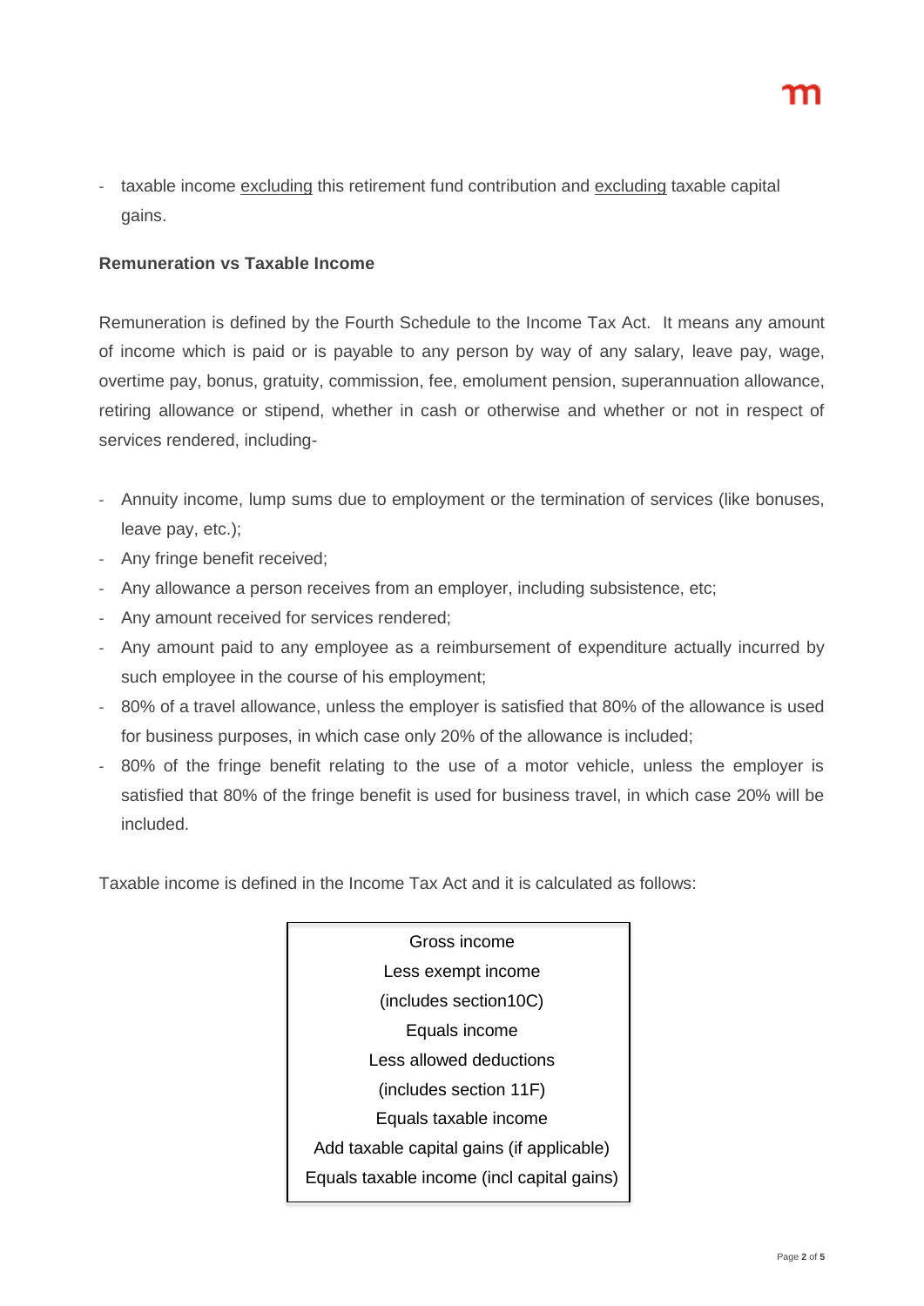- taxable income <u>excluding</u> this retirement fund contribution and <u>excluding</u> taxable capital gains.

**Remuneration vs Taxable Income**

Remuneration is defined by the Fourth Schedule to the Income Tax Act. It means any amount of income which is paid or is payable to any person by way of any salary, leave pay, wage, overtime pay, bonus, gratuity, commission, fee, emolument pension, superannuation allowance, retiring allowance or stipend, whether in cash or otherwise and whether or not in respect of services rendered, including-

- Annuity income, lump sums due to employment or the termination of services (like bonuses, leave pay, etc.);
- Any fringe benefit received;
- Any allowance a person receives from an employer, including subsistence, etc;
- Any amount received for services rendered;
- Any amount paid to any employee as a reimbursement of expenditure actually incurred by such employee in the course of his employment;
- 80% of a travel allowance, unless the employer is satisfied that 80% of the allowance is used for business purposes, in which case only 20% of the allowance is included;
- 80% of the fringe benefit relating to the use of a motor vehicle, unless the employer is satisfied that 80% of the fringe benefit is used for business travel, in which case 20% will be included.

Taxable income is defined in the Income Tax Act and it is calculated as follows:

| Gross income |
|---|
| Less exempt income |
| (includes section10C) |
| Equals income |
| Less allowed deductions |
| (includes section 11F) |
| Equals taxable income |
| Add taxable capital gains (if applicable) |
| Equals taxable income (incl capital gains) |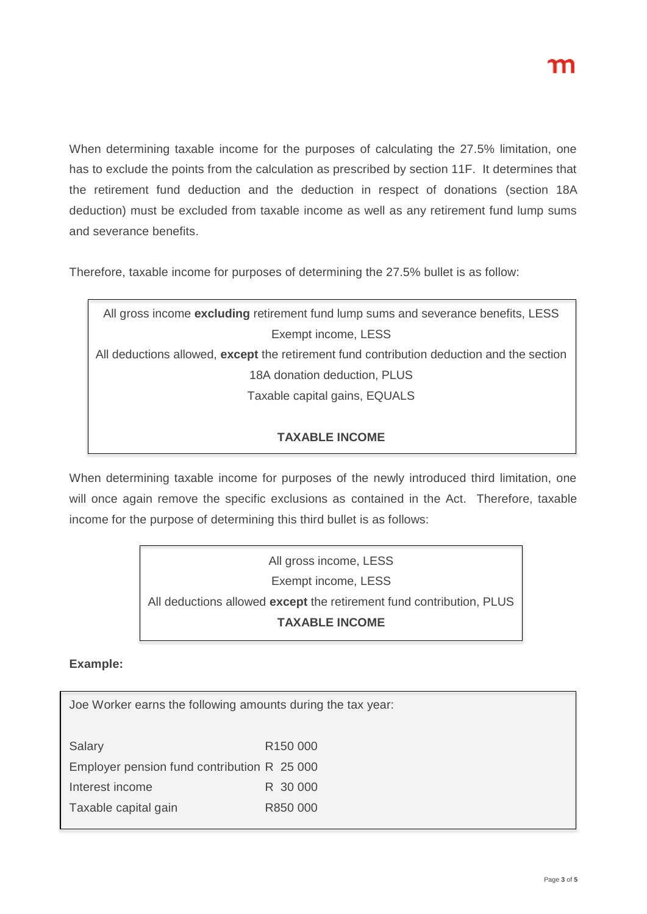When determining taxable income for the purposes of calculating the 27.5% limitation, one has to exclude the points from the calculation as prescribed by section 11F. It determines that the retirement fund deduction and the deduction in respect of donations (section 18A deduction) must be excluded from taxable income as well as any retirement fund lump sums and severance benefits.

Therefore, taxable income for purposes of determining the 27.5% bullet is as follow:

> All gross income **excluding** retirement fund lump sums and severance benefits, LESS
> Exempt income, LESS
> All deductions allowed, **except** the retirement fund contribution deduction and the section 18A donation deduction, PLUS
> Taxable capital gains, EQUALS
>
> **TAXABLE INCOME**

When determining taxable income for purposes of the newly introduced third limitation, one will once again remove the specific exclusions as contained in the Act. Therefore, taxable income for the purpose of determining this third bullet is as follows:

> All gross income, LESS
> Exempt income, LESS
> All deductions allowed **except** the retirement fund contribution, PLUS
> **TAXABLE INCOME**

**Example:**

Joe Worker earns the following amounts during the tax year:

| | |
|---|---|
| Salary | R150 000 |
| Employer pension fund contribution | R 25 000 |
| Interest income | R 30 000 |
| Taxable capital gain | R850 000 |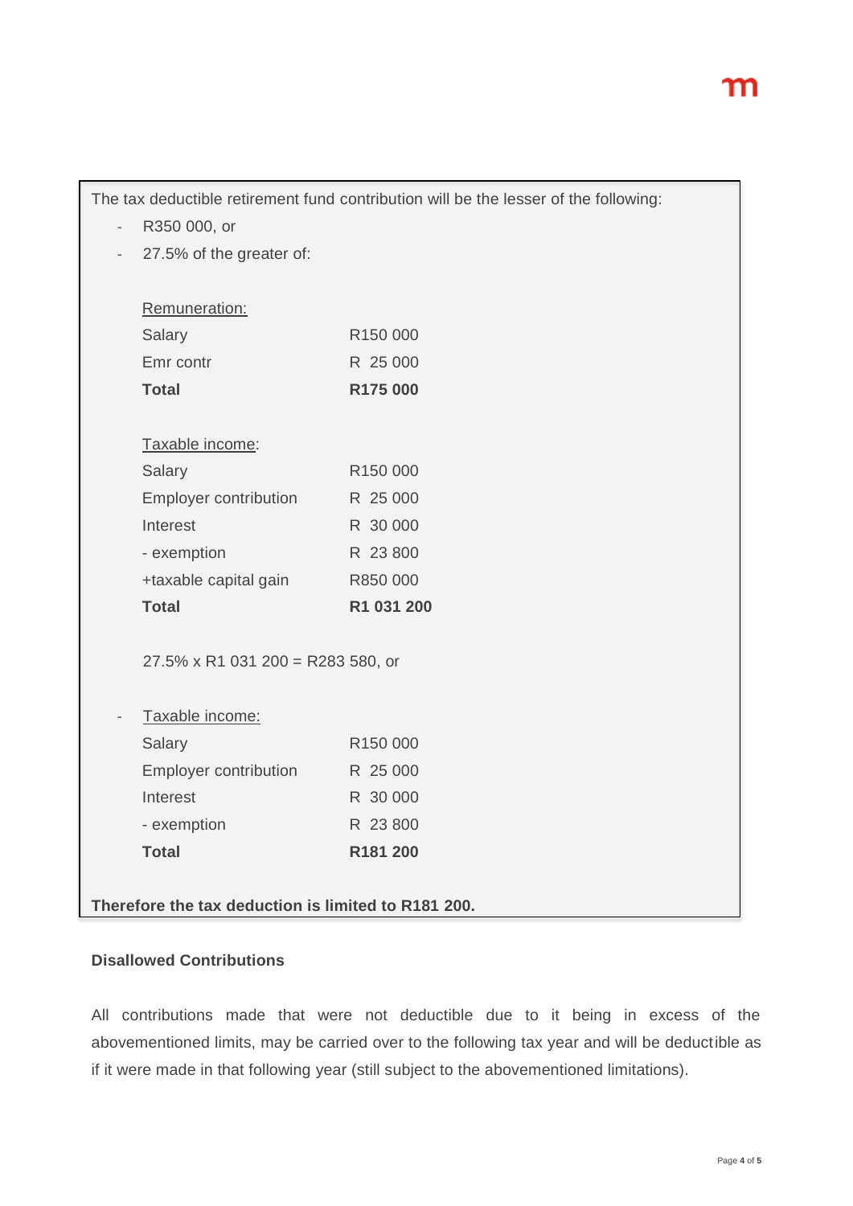The tax deductible retirement fund contribution will be the lesser of the following:

- R350 000, or
- 27.5% of the greater of:

Remuneration:

| | |
|---|---|
| Salary | R150 000 |
| Emr contr | R 25 000 |
| **Total** | **R175 000** |

Taxable income:

| | |
|---|---|
| Salary | R150 000 |
| Employer contribution | R 25 000 |
| Interest | R 30 000 |
| - exemption | R 23 800 |
| +taxable capital gain | R850 000 |
| **Total** | **R1 031 200** |

27.5% x R1 031 200 = R283 580, or

- Taxable income:

| | |
|---|---|
| Salary | R150 000 |
| Employer contribution | R 25 000 |
| Interest | R 30 000 |
| - exemption | R 23 800 |
| **Total** | **R181 200** |

**Therefore the tax deduction is limited to R181 200.**

**Disallowed Contributions**

All contributions made that were not deductible due to it being in excess of the abovementioned limits, may be carried over to the following tax year and will be deductible as if it were made in that following year (still subject to the abovementioned limitations).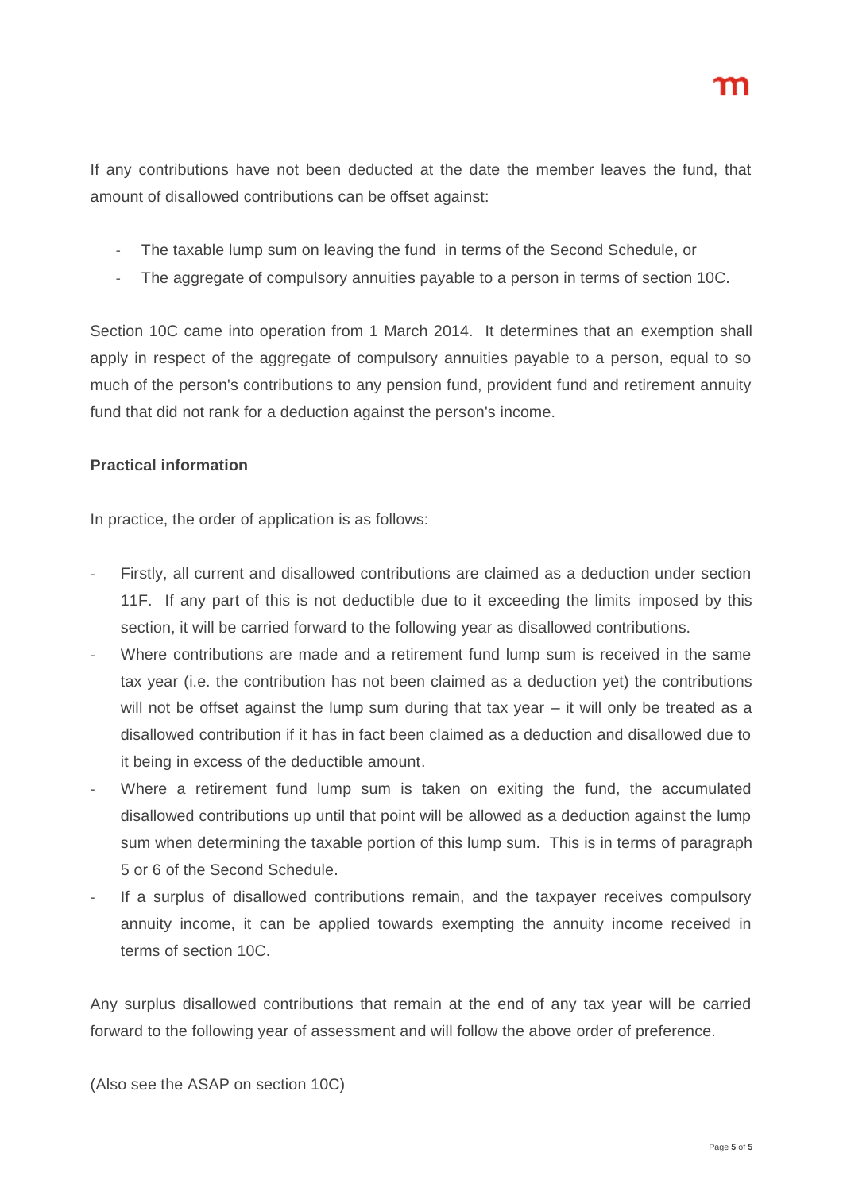If any contributions have not been deducted at the date the member leaves the fund, that amount of disallowed contributions can be offset against:

- The taxable lump sum on leaving the fund in terms of the Second Schedule, or
- The aggregate of compulsory annuities payable to a person in terms of section 10C.

Section 10C came into operation from 1 March 2014. It determines that an exemption shall apply in respect of the aggregate of compulsory annuities payable to a person, equal to so much of the person's contributions to any pension fund, provident fund and retirement annuity fund that did not rank for a deduction against the person's income.

**Practical information**

In practice, the order of application is as follows:

- Firstly, all current and disallowed contributions are claimed as a deduction under section 11F. If any part of this is not deductible due to it exceeding the limits imposed by this section, it will be carried forward to the following year as disallowed contributions.
- Where contributions are made and a retirement fund lump sum is received in the same tax year (i.e. the contribution has not been claimed as a deduction yet) the contributions will not be offset against the lump sum during that tax year – it will only be treated as a disallowed contribution if it has in fact been claimed as a deduction and disallowed due to it being in excess of the deductible amount.
- Where a retirement fund lump sum is taken on exiting the fund, the accumulated disallowed contributions up until that point will be allowed as a deduction against the lump sum when determining the taxable portion of this lump sum. This is in terms of paragraph 5 or 6 of the Second Schedule.
- If a surplus of disallowed contributions remain, and the taxpayer receives compulsory annuity income, it can be applied towards exempting the annuity income received in terms of section 10C.

Any surplus disallowed contributions that remain at the end of any tax year will be carried forward to the following year of assessment and will follow the above order of preference.

(Also see the ASAP on section 10C)